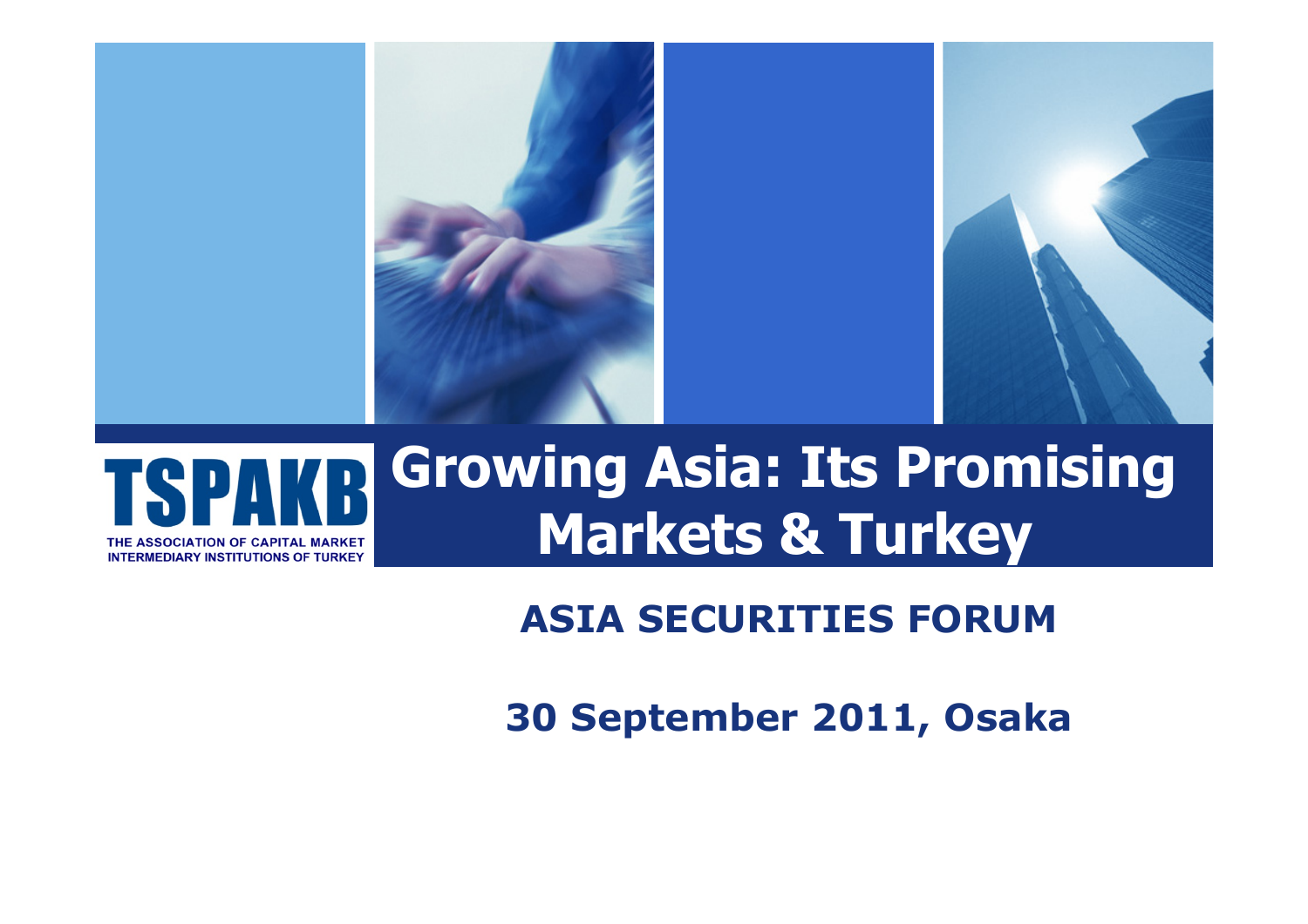TSPAKB

THE ASSOCIATION OF CAPITAL MARKET INTERMEDIARY INSTITUTIONS OF TURKEY

# Growing Asia: Its Promising Markets & Turkey

## ASIA SECURITIES FORUM

**30 September 2011, Osaka**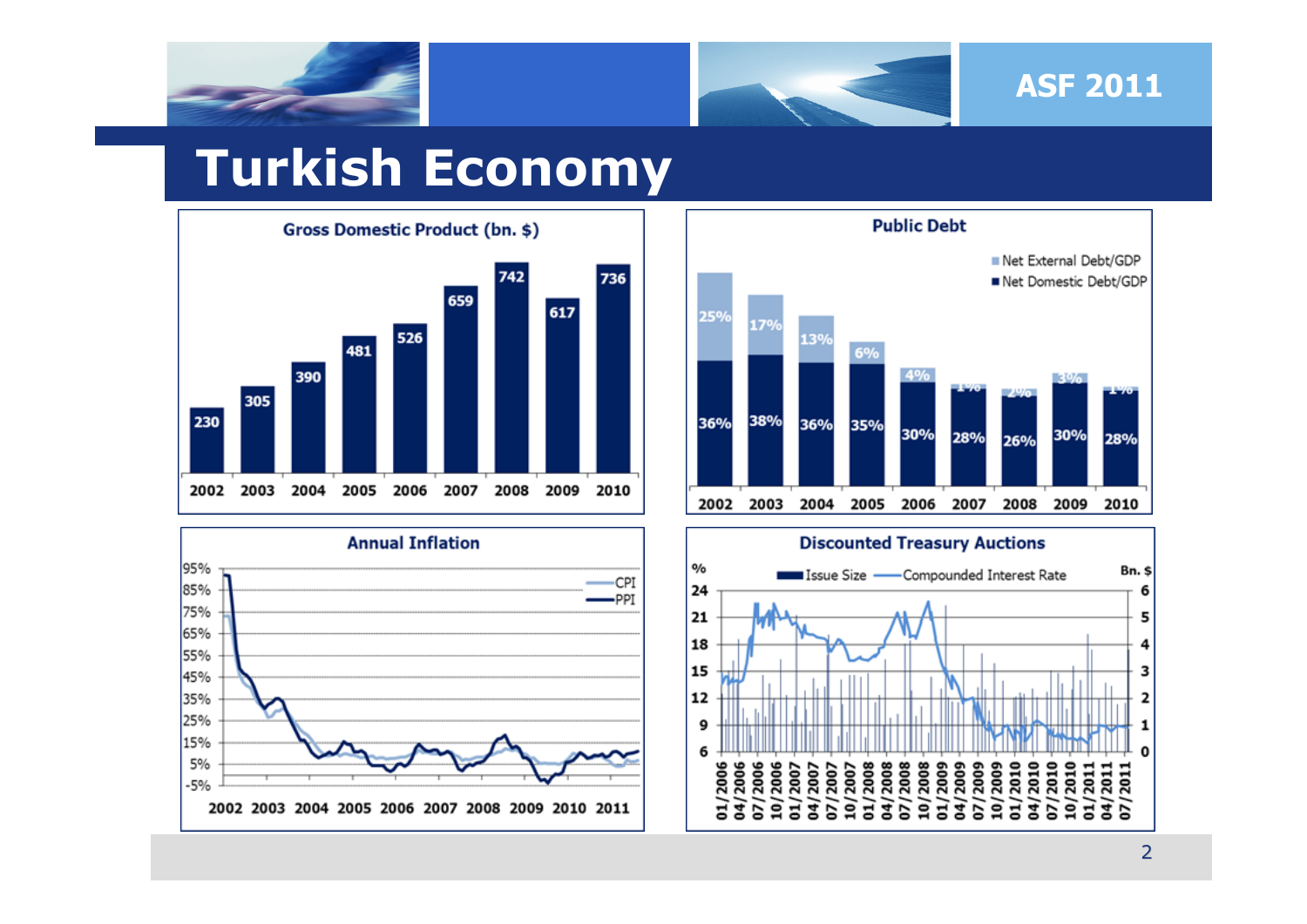# Turkish Economy

## Gross Domestic Product (bn. $)

| Year | GDP (bn. $) |
|---|---|
| 2002 | 230 |
| 2003 | 305 |
| 2004 | 390 |
| 2005 | 481 |
| 2006 | 526 |
| 2007 | 659 |
| 2008 | 742 |
| 2009 | 617 |
| 2010 | 736 |

## Public Debt

| Year | Net Domestic Debt/GDP | Net External Debt/GDP |
|---|---|---|
| 2002 | 36% | 25% |
| 2003 | 38% | 17% |
| 2004 | 36% | 13% |
| 2005 | 35% | 6% |
| 2006 | 30% | 4% |
| 2007 | 28% | 1% |
| 2008 | 26% | 2% |
| 2009 | 30% | 3% |
| 2010 | 28% | 1% |

## Annual Inflation

CPI, PPI (2002–2011)

## Discounted Treasury Auctions

Issue Size (Bn. $), Compounded Interest Rate (%) (01/2006 – 07/2011)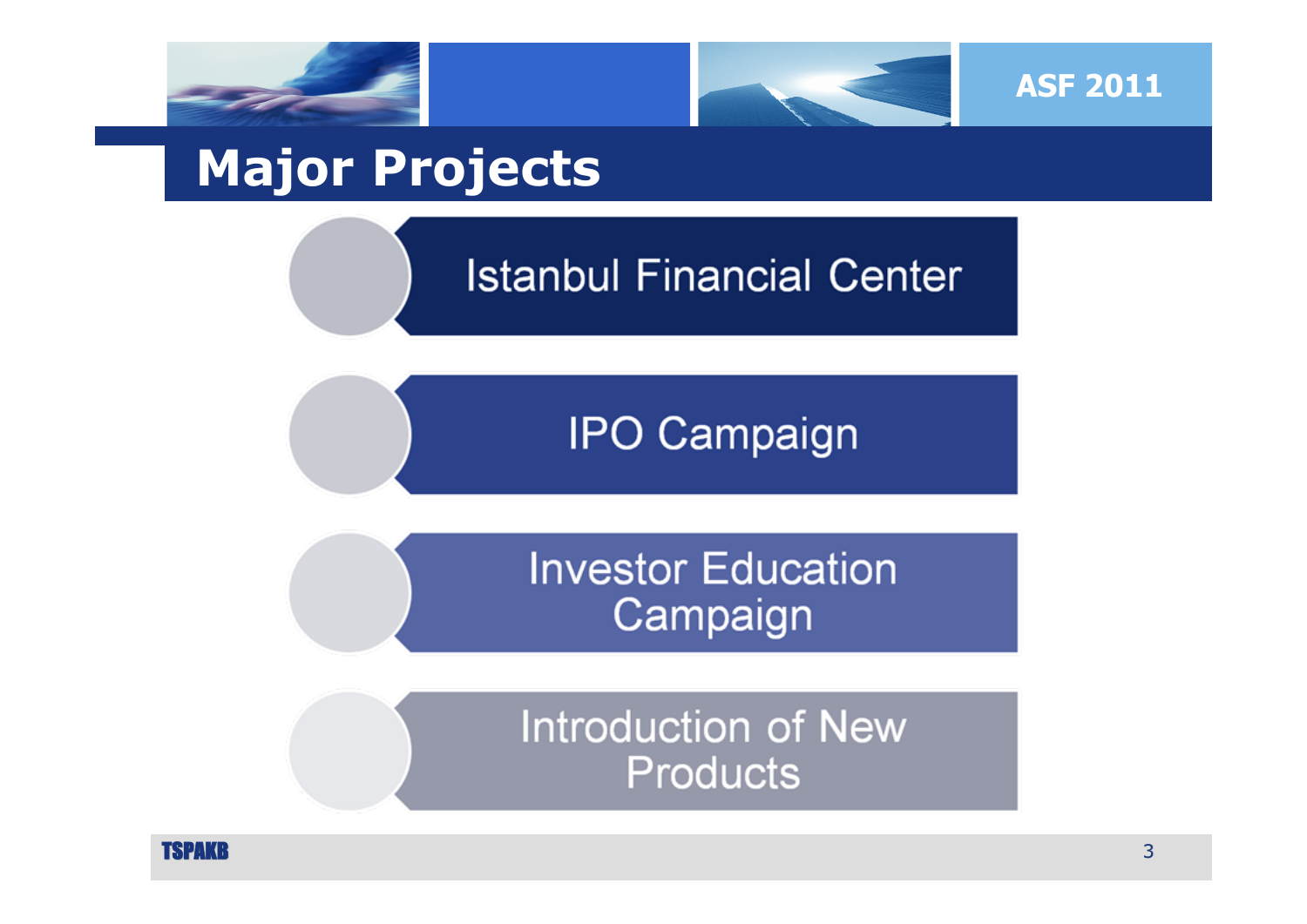# Major Projects

- Istanbul Financial Center
- IPO Campaign
- Investor Education Campaign
- Introduction of New Products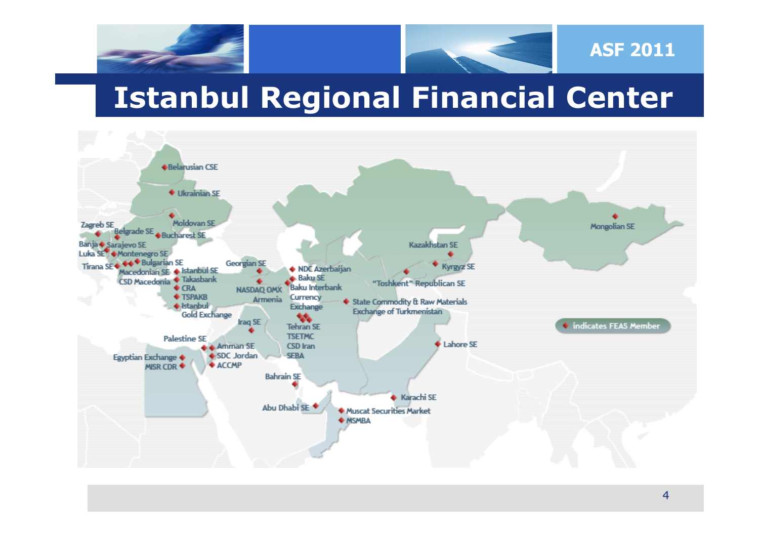# Istanbul Regional Financial Center

- Belarusian CSE
- Ukrainian SE
- Moldovan SE
- Zagreb SE
- Belgrade SE
- Bucharest SE
- Banja Luka SE
- Sarajevo SE
- Montenegro SE
- Tirana SE
- Bulgarian SE
- Macedonian SE
- CSD Macedonia
- Istanbul SE
- Takasbank
- CRA
- TSPAKB
- Istanbul Gold Exchange
- Georgian SE
- NASDAQ OMX Armenia
- NDC Azerbaijan
- Baku SE
- Baku Interbank Currency Exchange
- Iraq SE
- Tehran SE
- TSETMC
- CSD Iran
- SEBA
- Palestine SE
- Amman SE
- SDC Jordan
- ACCMP
- Egyptian Exchange
- MISR CDR
- Bahrain SE
- Abu Dhabi SE
- Muscat Securities Market
- MSMBA
- Karachi SE
- Lahore SE
- State Commodity & Raw Materials Exchange of Turkmenistan
- "Toshkent" Republican SE
- Kazakhstan SE
- Kyrgyz SE
- Mongolian SE

◆ indicates FEAS Member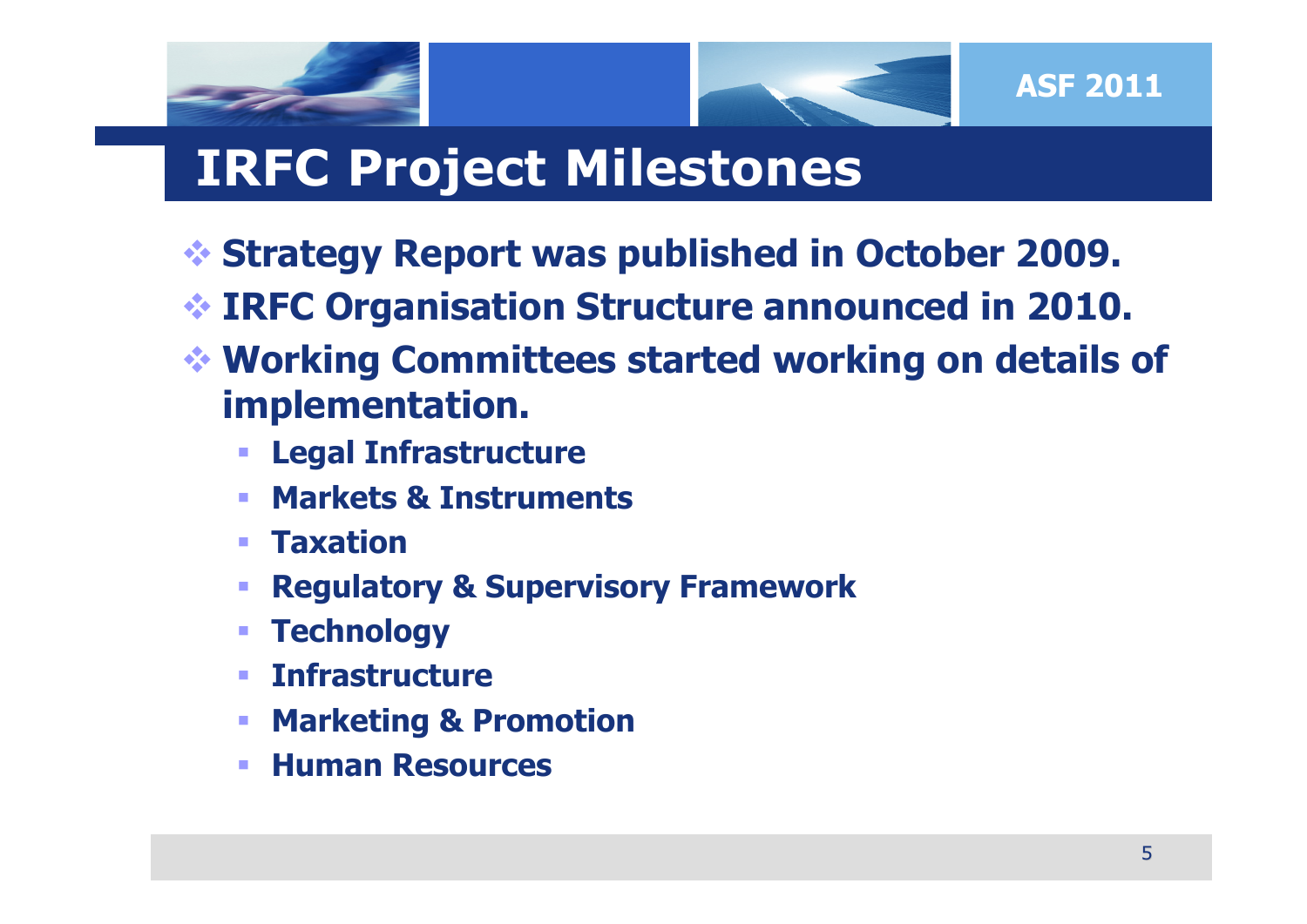# IRFC Project Milestones

- Strategy Report was published in October 2009.
- IRFC Organisation Structure announced in 2010.
- Working Committees started working on details of implementation.
  - Legal Infrastructure
  - Markets & Instruments
  - Taxation
  - Regulatory & Supervisory Framework
  - Technology
  - Infrastructure
  - Marketing & Promotion
  - Human Resources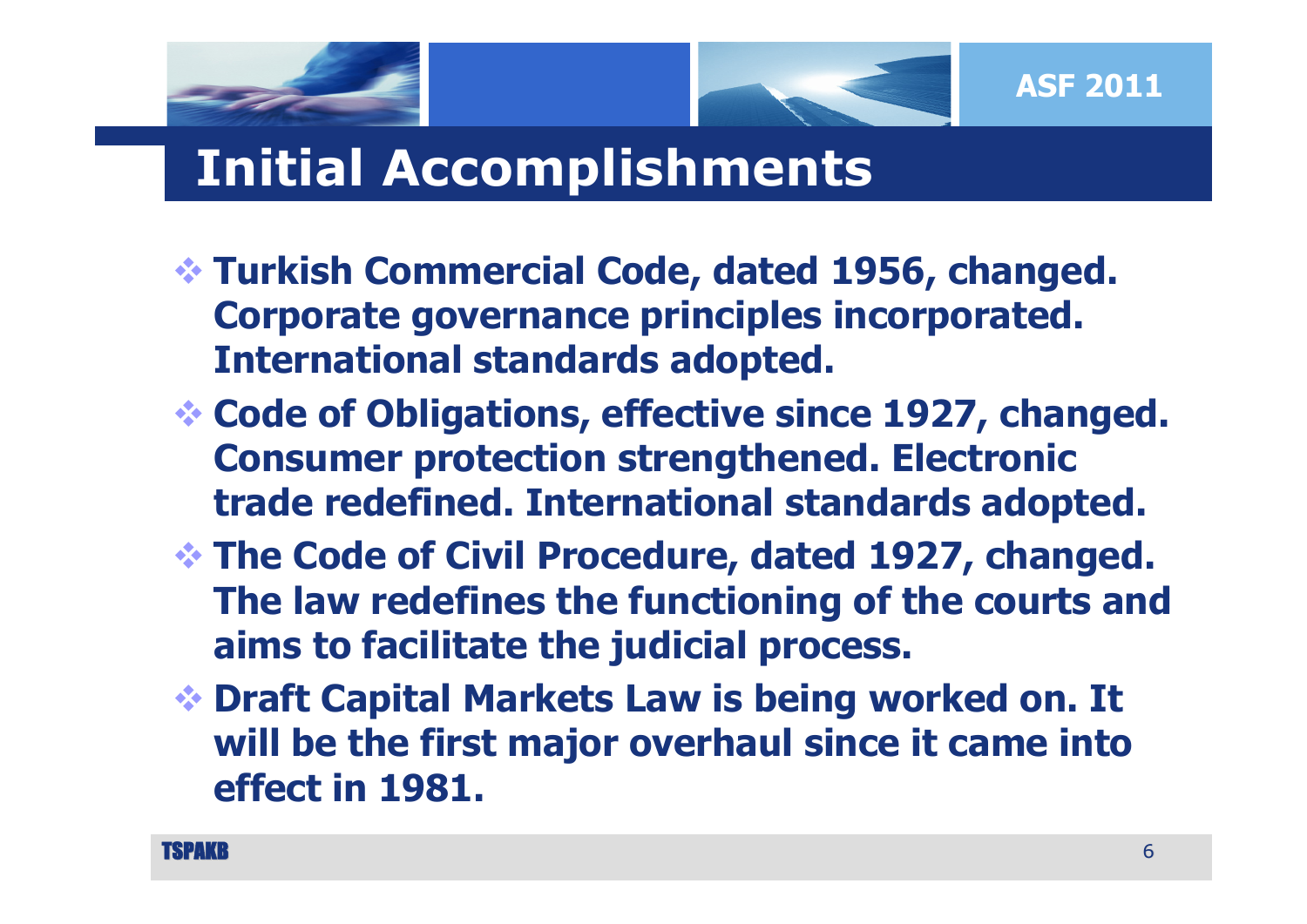# Initial Accomplishments

- **Turkish Commercial Code, dated 1956, changed. Corporate governance principles incorporated. International standards adopted.**
- **Code of Obligations, effective since 1927, changed. Consumer protection strengthened. Electronic trade redefined. International standards adopted.**
- **The Code of Civil Procedure, dated 1927, changed. The law redefines the functioning of the courts and aims to facilitate the judicial process.**
- **Draft Capital Markets Law is being worked on. It will be the first major overhaul since it came into effect in 1981.**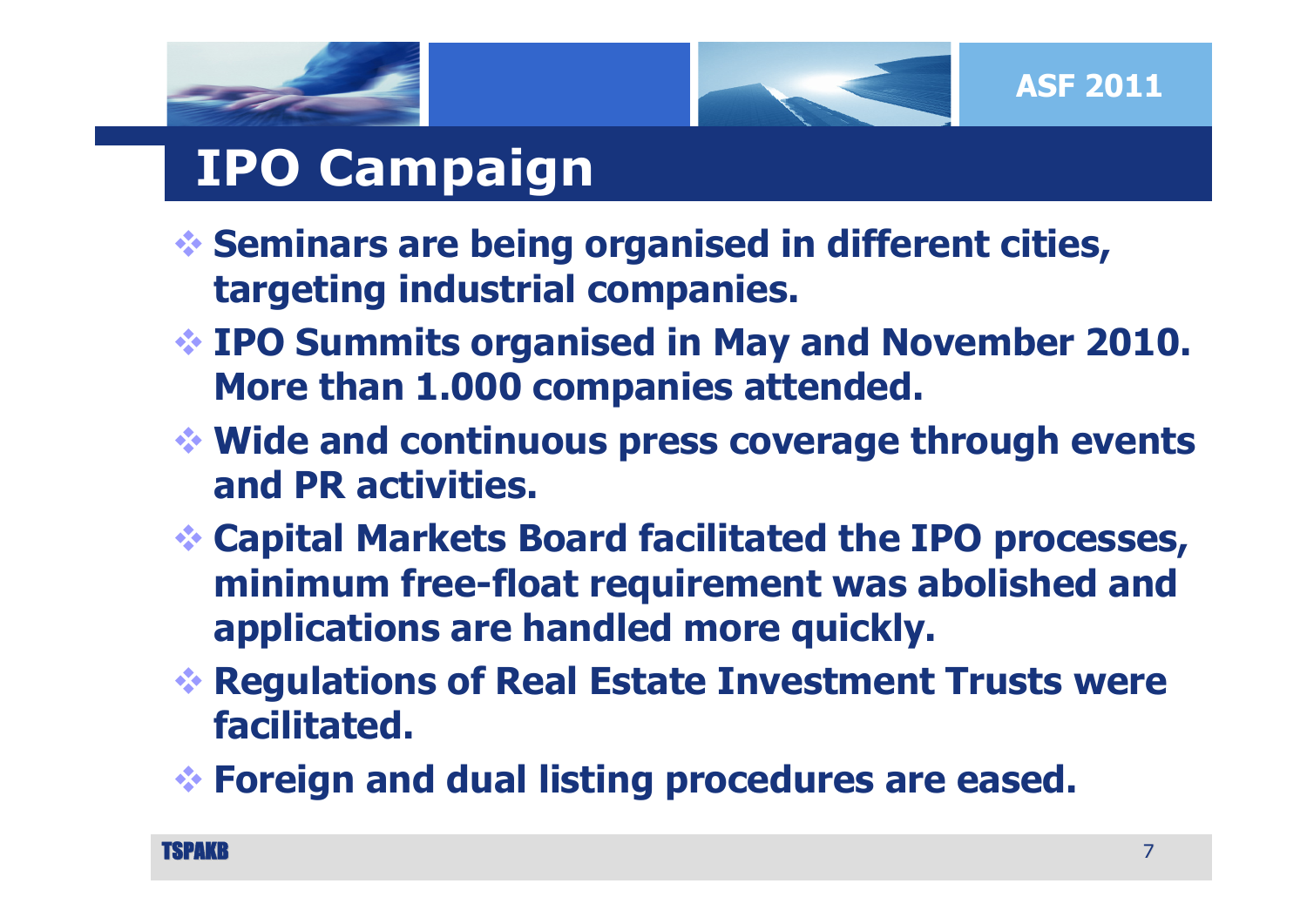# IPO Campaign

- Seminars are being organised in different cities, targeting industrial companies.
- IPO Summits organised in May and November 2010. More than 1.000 companies attended.
- Wide and continuous press coverage through events and PR activities.
- Capital Markets Board facilitated the IPO processes, minimum free-float requirement was abolished and applications are handled more quickly.
- Regulations of Real Estate Investment Trusts were facilitated.
- Foreign and dual listing procedures are eased.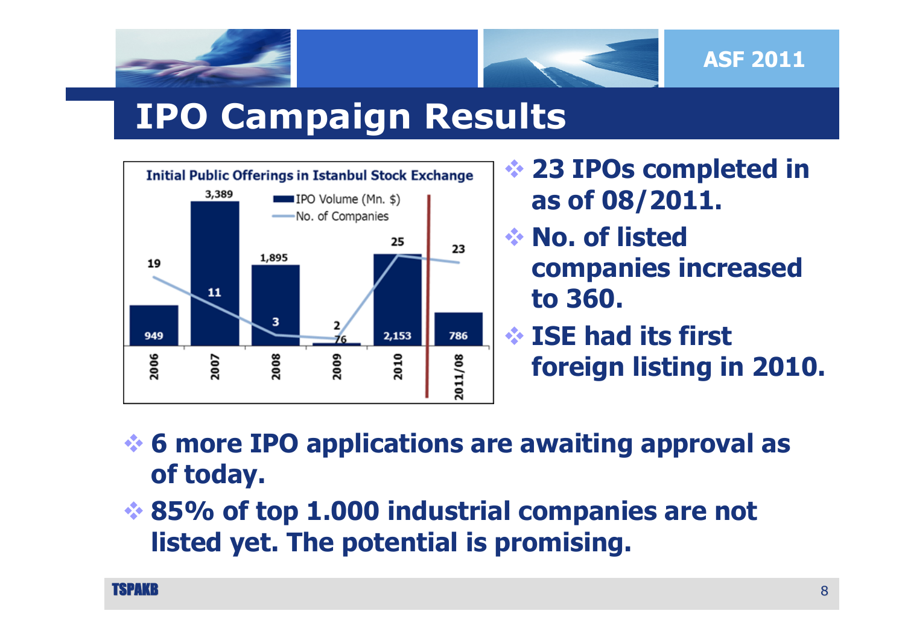## IPO Campaign Results

**Initial Public Offerings in Istanbul Stock Exchange**

| Year | IPO Volume (Mn. $) | No. of Companies |
|---|---|---|
| 2006 | 949 | 19 |
| 2007 | 3,389 | 11 |
| 2008 | 1,895 | 3 |
| 2009 | 76 | 2 |
| 2010 | 2,153 | 25 |
| 2011/08 | 786 | 23 |

- **23 IPOs completed in as of 08/2011.**
- **No. of listed companies increased to 360.**
- **ISE had its first foreign listing in 2010.**
- **6 more IPO applications are awaiting approval as of today.**
- **85% of top 1.000 industrial companies are not listed yet. The potential is promising.**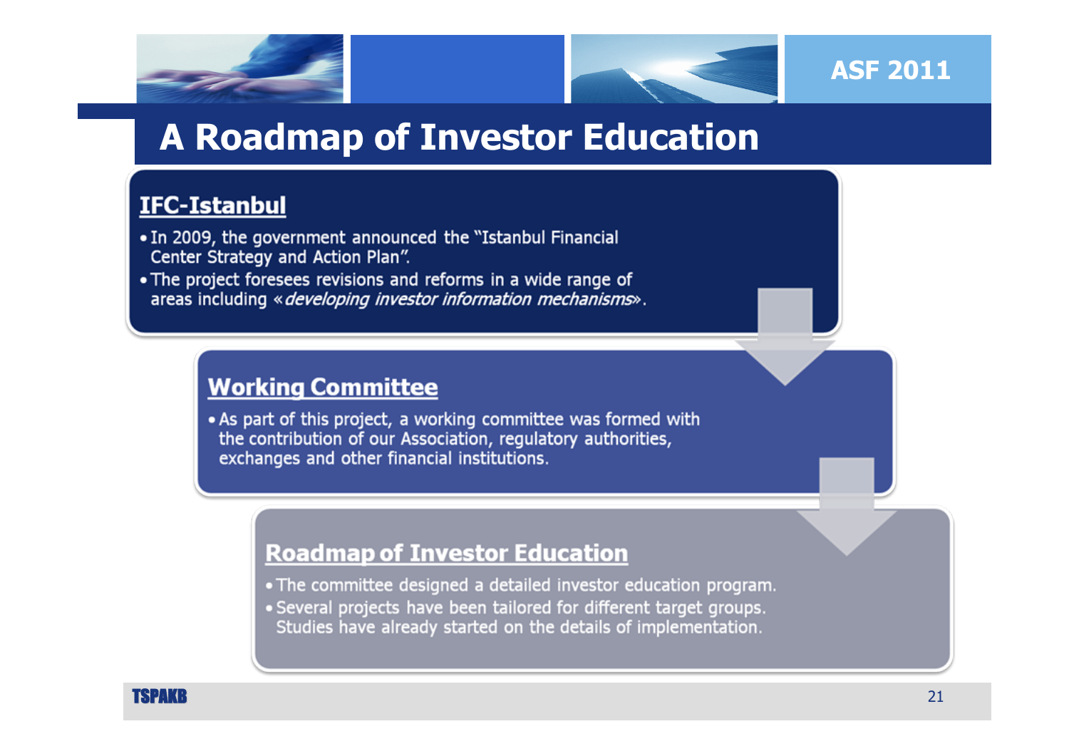# A Roadmap of Investor Education

## IFC-Istanbul

- In 2009, the government announced the "Istanbul Financial Center Strategy and Action Plan".
- The project foresees revisions and reforms in a wide range of areas including «*developing investor information mechanisms*».

## Working Committee

- As part of this project, a working committee was formed with the contribution of our Association, regulatory authorities, exchanges and other financial institutions.

## Roadmap of Investor Education

- The committee designed a detailed investor education program.
- Several projects have been tailored for different target groups. Studies have already started on the details of implementation.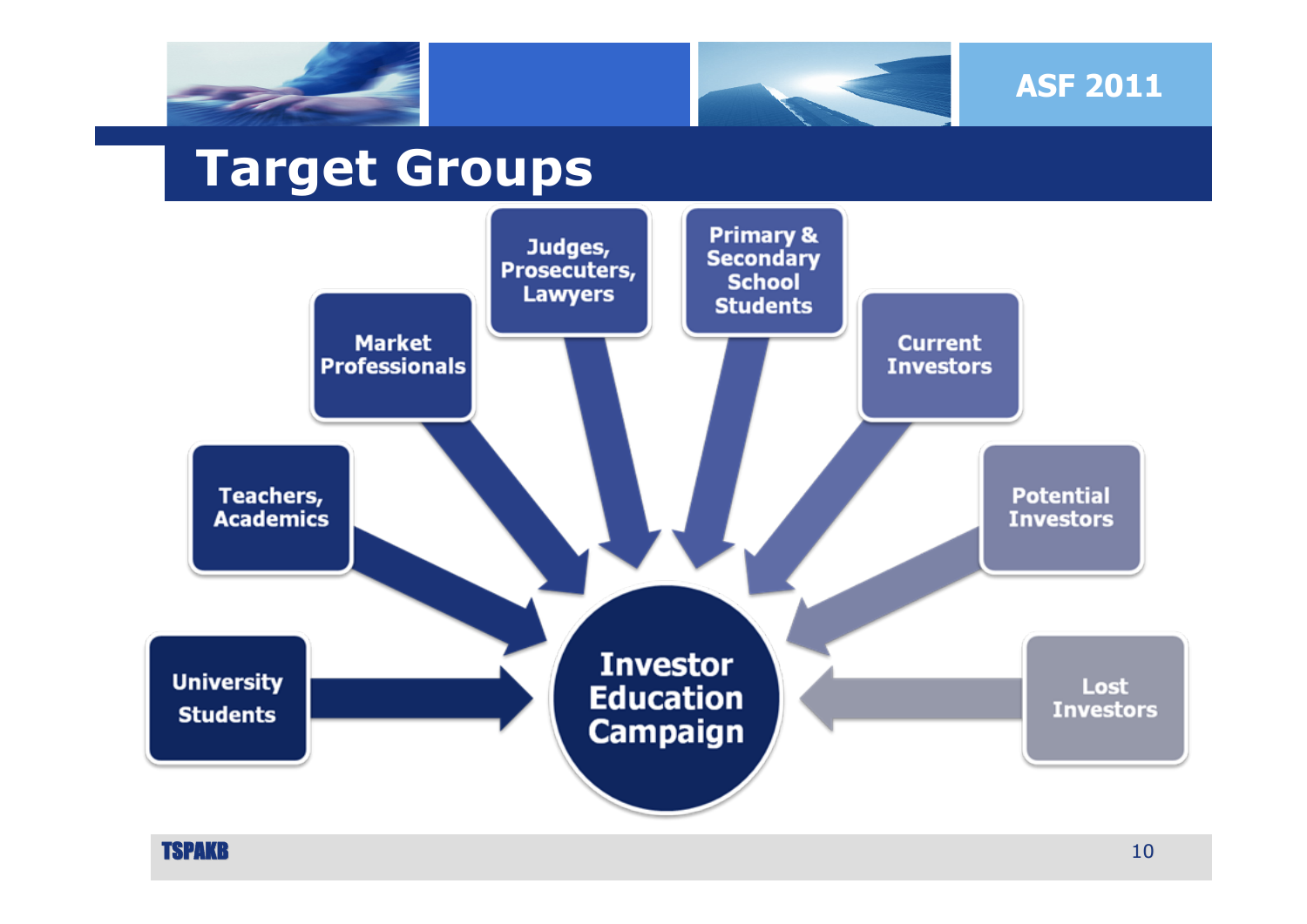# Target Groups

- University Students
- Teachers, Academics
- Market Professionals
- Judges, Prosecuters, Lawyers
- Primary & Secondary School Students
- Current Investors
- Potential Investors
- Lost Investors

**Investor Education Campaign**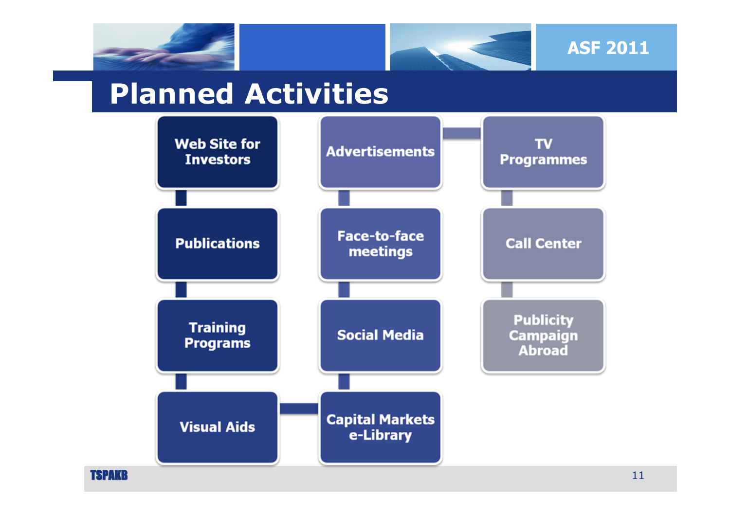# Planned Activities

- Web Site for Investors
- Publications
- Training Programs
- Visual Aids
- Capital Markets e-Library
- Social Media
- Face-to-face meetings
- Advertisements
- TV Programmes
- Call Center
- Publicity Campaign Abroad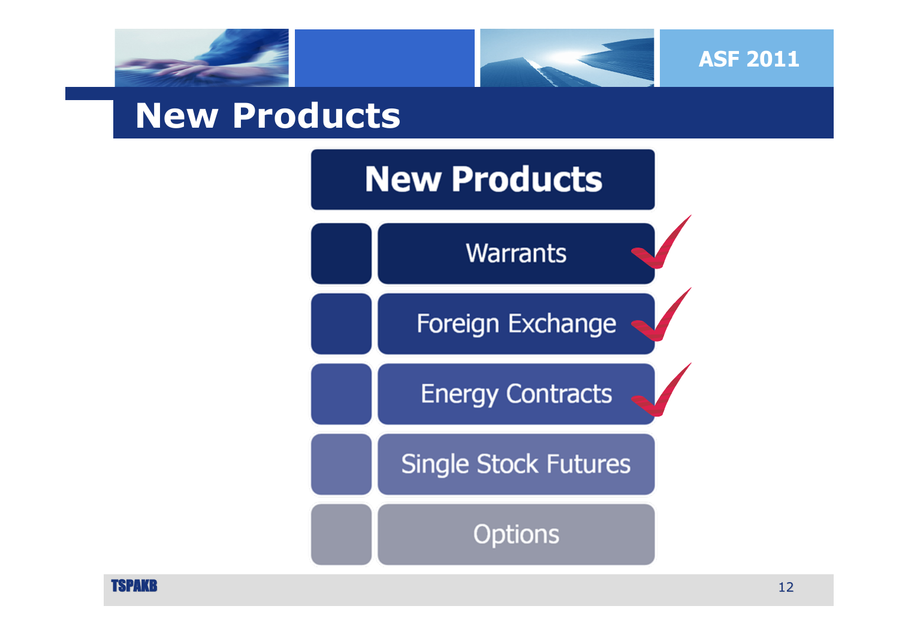# New Products

## New Products

- Warrants ✓
- Foreign Exchange ✓
- Energy Contracts ✓
- Single Stock Futures
- Options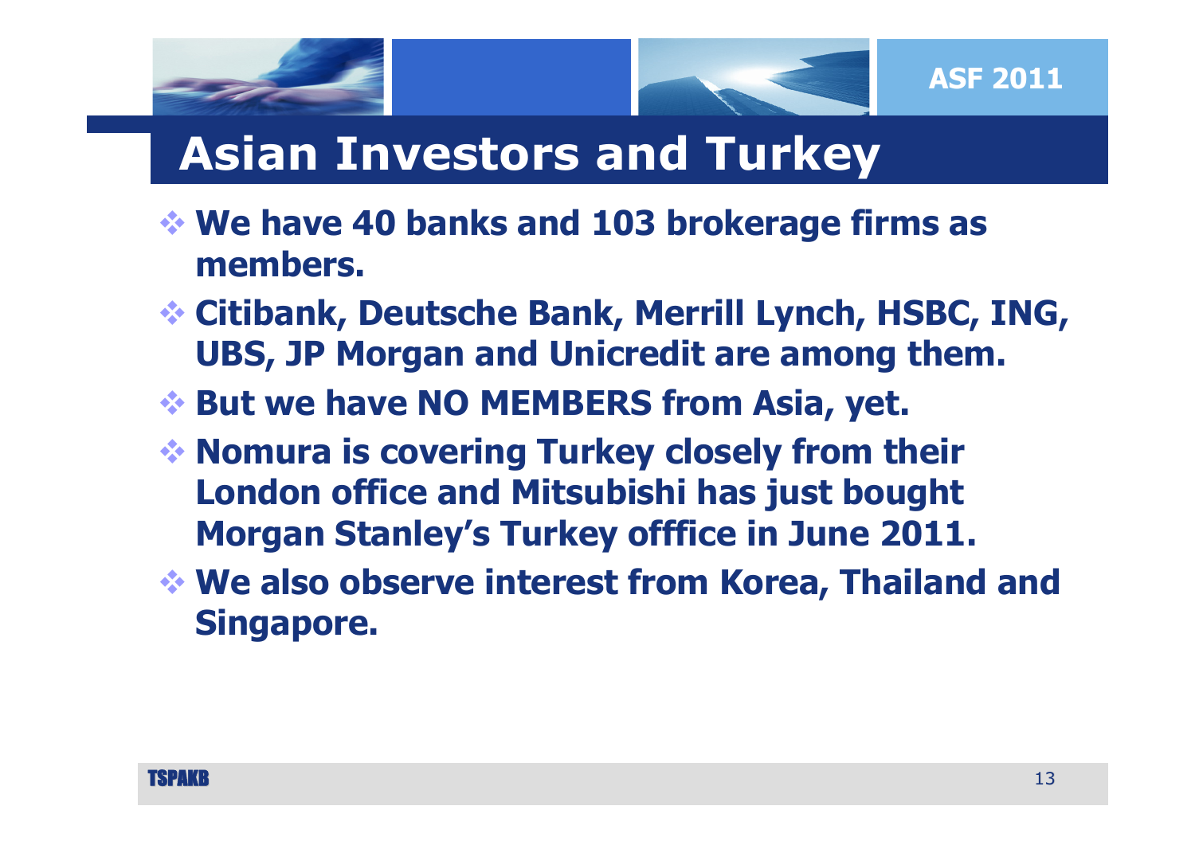# Asian Investors and Turkey

- **We have 40 banks and 103 brokerage firms as members.**
- **Citibank, Deutsche Bank, Merrill Lynch, HSBC, ING, UBS, JP Morgan and Unicredit are among them.**
- **But we have NO MEMBERS from Asia, yet.**
- **Nomura is covering Turkey closely from their London office and Mitsubishi has just bought Morgan Stanley's Turkey offfice in June 2011.**
- **We also observe interest from Korea, Thailand and Singapore.**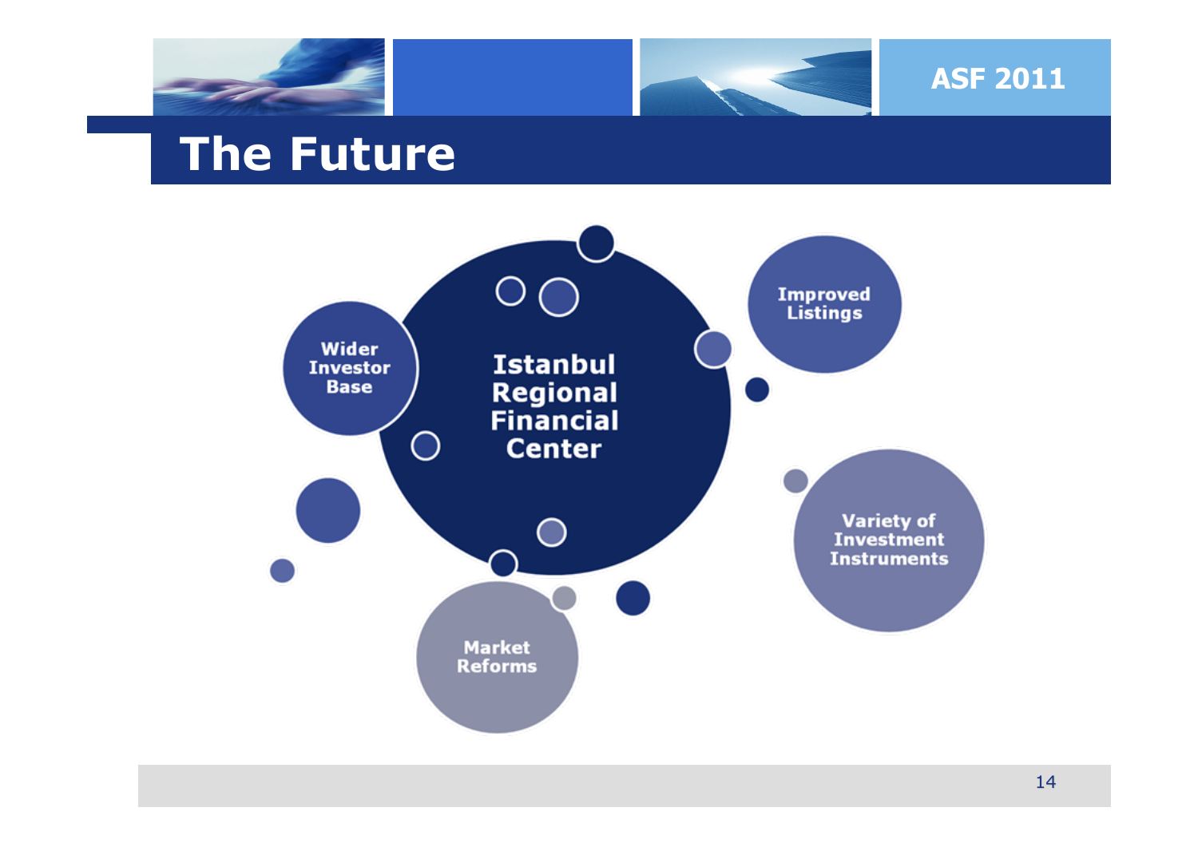# The Future

Istanbul Regional Financial Center

- Wider Investor Base
- Improved Listings
- Variety of Investment Instruments
- Market Reforms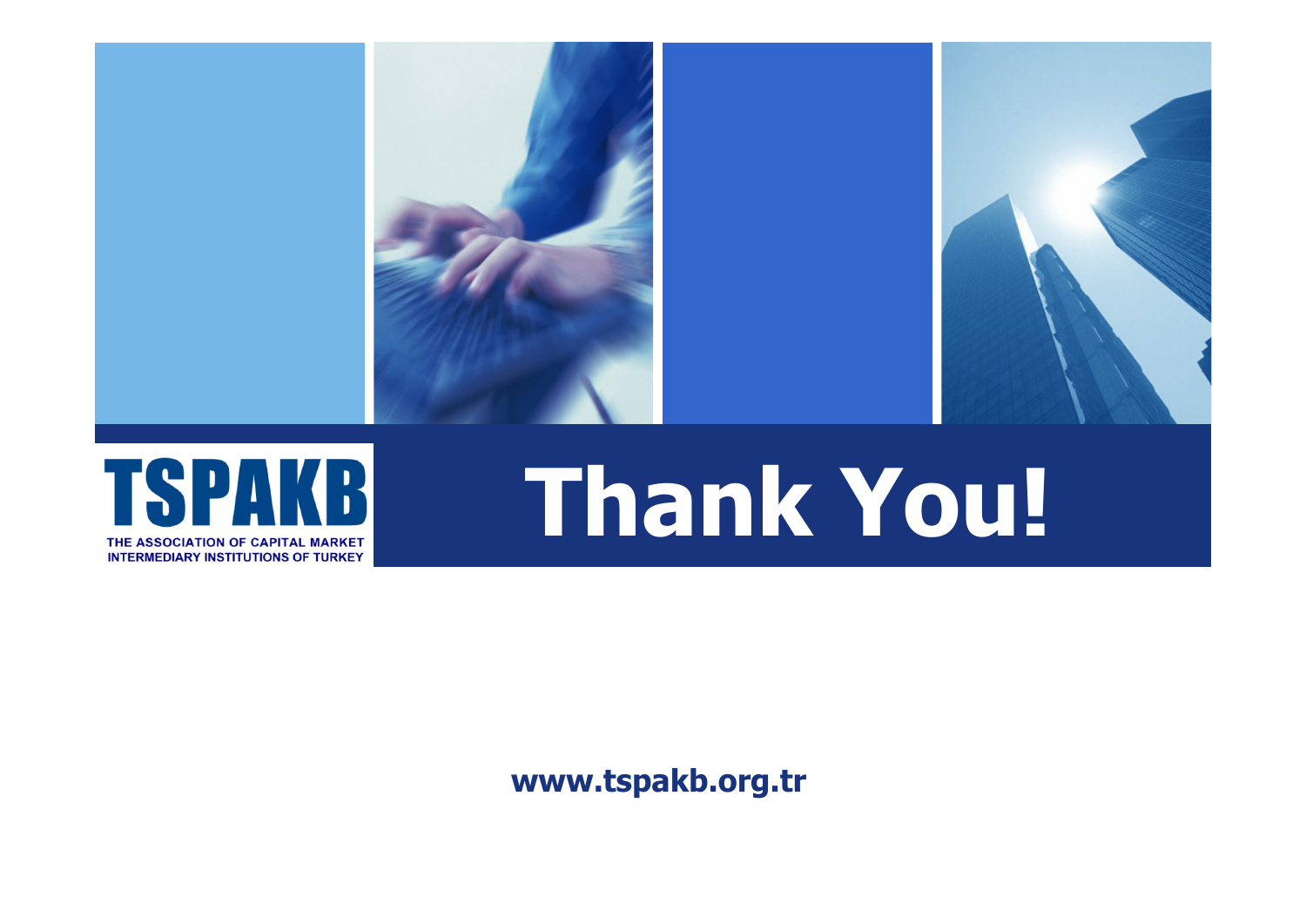**TSPAKB**

THE ASSOCIATION OF CAPITAL MARKET INTERMEDIARY INSTITUTIONS OF TURKEY

# Thank You!

**www.tspakb.org.tr**